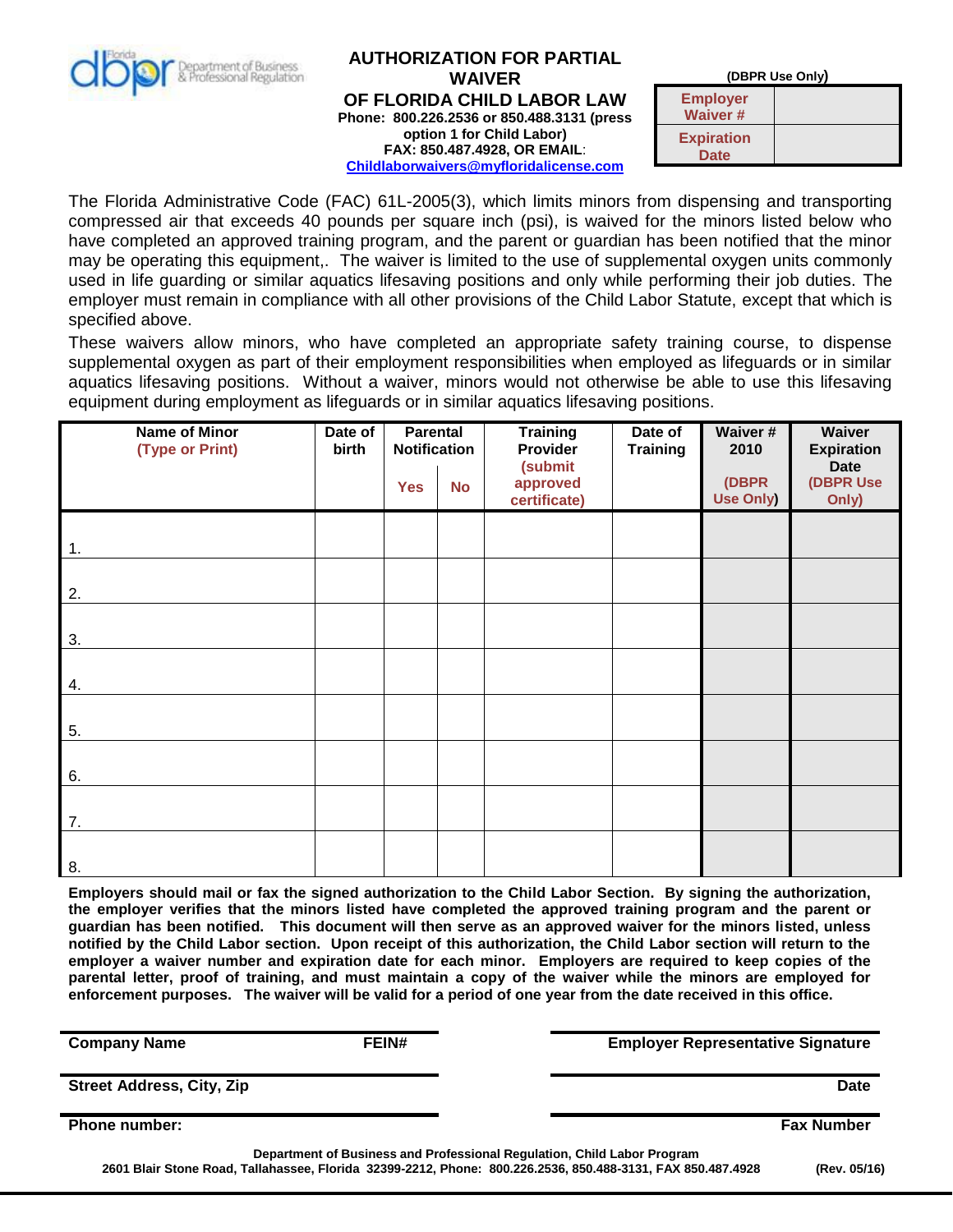Florida dbpr Department of Business & Professional Regulation

# AUTHORIZATION FOR PARTIAL WAIVER OF FLORIDA CHILD LABOR LAW

**Phone: 800.226.2536 or 850.488.3131 (press option 1 for Child Labor)**
**FAX: 850.487.4928, OR EMAIL: Childlaborwaivers@myfloridalicense.com**

**(DBPR Use Only)**

| Employer Waiver # | |
|---|---|
| Expiration Date | |

The Florida Administrative Code (FAC) 61L-2005(3), which limits minors from dispensing and transporting compressed air that exceeds 40 pounds per square inch (psi), is waived for the minors listed below who have completed an approved training program, and the parent or guardian has been notified that the minor may be operating this equipment,. The waiver is limited to the use of supplemental oxygen units commonly used in life guarding or similar aquatics lifesaving positions and only while performing their job duties. The employer must remain in compliance with all other provisions of the Child Labor Statute, except that which is specified above.

These waivers allow minors, who have completed an appropriate safety training course, to dispense supplemental oxygen as part of their employment responsibilities when employed as lifeguards or in similar aquatics lifesaving positions. Without a waiver, minors would not otherwise be able to use this lifesaving equipment during employment as lifeguards or in similar aquatics lifesaving positions.

| Name of Minor (Type or Print) | Date of birth | Parental Notification | | Training Provider (submit approved certificate) | Date of Training | Waiver # 2010 (DBPR Use Only) | Waiver Expiration Date (DBPR Use Only) |
|---|---|---|---|---|---|---|---|
| | | Yes | No | | | | |
| 1. | | | | | | | |
| 2. | | | | | | | |
| 3. | | | | | | | |
| 4. | | | | | | | |
| 5. | | | | | | | |
| 6. | | | | | | | |
| 7. | | | | | | | |
| 8. | | | | | | | |

**Employers should mail or fax the signed authorization to the Child Labor Section. By signing the authorization, the employer verifies that the minors listed have completed the approved training program and the parent or guardian has been notified. This document will then serve as an approved waiver for the minors listed, unless notified by the Child Labor section. Upon receipt of this authorization, the Child Labor section will return to the employer a waiver number and expiration date for each minor. Employers are required to keep copies of the parental letter, proof of training, and must maintain a copy of the waiver while the minors are employed for enforcement purposes. The waiver will be valid for a period of one year from the date received in this office.**

**Company Name** &nbsp;&nbsp;&nbsp; **FEIN#**

**Employer Representative Signature**

**Street Address, City, Zip**

**Date**

**Phone number:**

**Fax Number**

**Department of Business and Professional Regulation, Child Labor Program**
**2601 Blair Stone Road, Tallahassee, Florida 32399-2212, Phone: 800.226.2536, 850.488-3131, FAX 850.487.4928** **(Rev. 05/16)**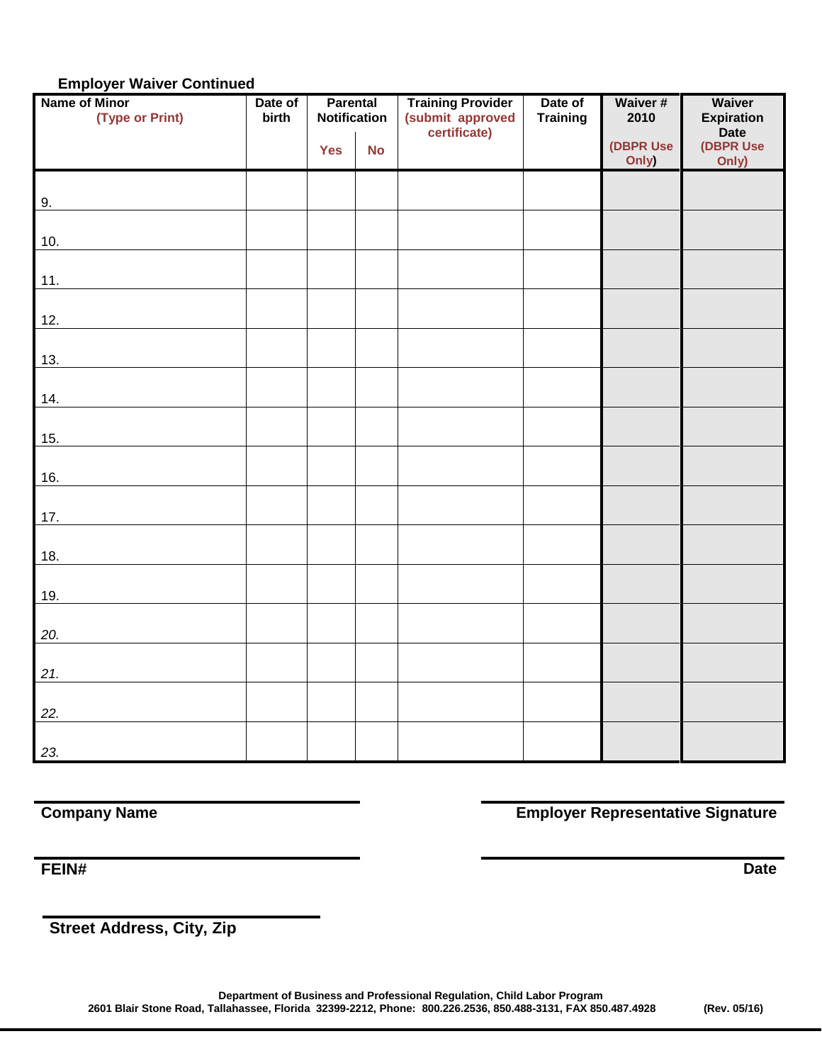**Employer Waiver Continued**

| Name of Minor (Type or Print) | Date of birth | Parental Notification | | Training Provider (submit approved certificate) | Date of Training | Waiver # 2010 (DBPR Use Only) | Waiver Expiration Date (DBPR Use Only) |
|---|---|---|---|---|---|---|---|
| | | Yes | No | | | | |
| 9. | | | | | | | |
| 10. | | | | | | | |
| 11. | | | | | | | |
| 12. | | | | | | | |
| 13. | | | | | | | |
| 14. | | | | | | | |
| 15. | | | | | | | |
| 16. | | | | | | | |
| 17. | | | | | | | |
| 18. | | | | | | | |
| 19. | | | | | | | |
| *20.* | | | | | | | |
| *21.* | | | | | | | |
| *22.* | | | | | | | |
| *23.* | | | | | | | |

**Company Name** ______________________

**Employer Representative Signature** ______________________

**FEIN#** ______________________

**Date** ______________________

**Street Address, City, Zip** ______________________

**Department of Business and Professional Regulation, Child Labor Program**
**2601 Blair Stone Road, Tallahassee, Florida 32399-2212, Phone: 800.226.2536, 850.488-3131, FAX 850.487.4928** **(Rev. 05/16)**